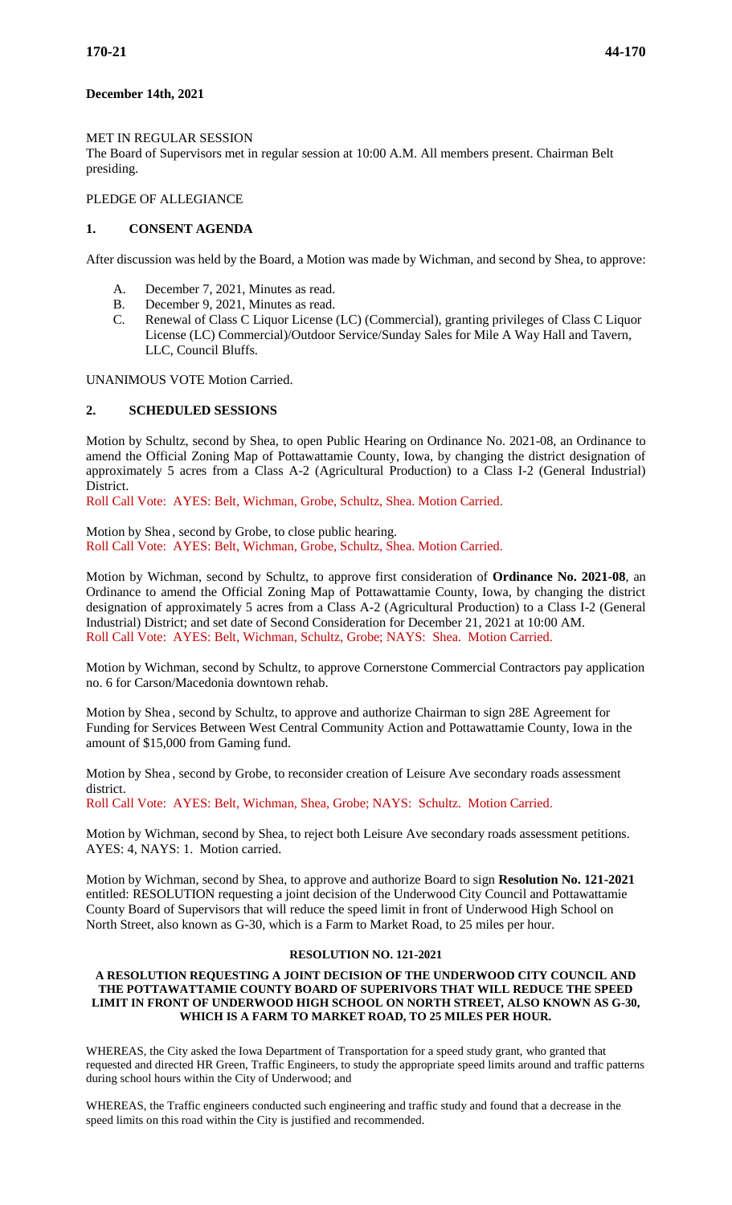**December 14th, 2021**

MET IN REGULAR SESSION

The Board of Supervisors met in regular session at 10:00 A.M. All members present. Chairman Belt presiding.

PLEDGE OF ALLEGIANCE

## 1. CONSENT AGENDA

After discussion was held by the Board, a Motion was made by Wichman, and second by Shea, to approve:

A. December 7, 2021, Minutes as read.
B. December 9, 2021, Minutes as read.
C. Renewal of Class C Liquor License (LC) (Commercial), granting privileges of Class C Liquor License (LC) Commercial)/Outdoor Service/Sunday Sales for Mile A Way Hall and Tavern, LLC, Council Bluffs.

UNANIMOUS VOTE Motion Carried.

## 2. SCHEDULED SESSIONS

Motion by Schultz, second by Shea, to open Public Hearing on Ordinance No. 2021-08, an Ordinance to amend the Official Zoning Map of Pottawattamie County, Iowa, by changing the district designation of approximately 5 acres from a Class A-2 (Agricultural Production) to a Class I-2 (General Industrial) District.

Roll Call Vote: AYES: Belt, Wichman, Grobe, Schultz, Shea. Motion Carried.

Motion by Shea , second by Grobe, to close public hearing.

Roll Call Vote: AYES: Belt, Wichman, Grobe, Schultz, Shea. Motion Carried.

Motion by Wichman, second by Schultz, to approve first consideration of **Ordinance No. 2021-08**, an Ordinance to amend the Official Zoning Map of Pottawattamie County, Iowa, by changing the district designation of approximately 5 acres from a Class A-2 (Agricultural Production) to a Class I-2 (General Industrial) District; and set date of Second Consideration for December 21, 2021 at 10:00 AM.

Roll Call Vote: AYES: Belt, Wichman, Schultz, Grobe; NAYS: Shea. Motion Carried.

Motion by Wichman, second by Schultz, to approve Cornerstone Commercial Contractors pay application no. 6 for Carson/Macedonia downtown rehab.

Motion by Shea , second by Schultz, to approve and authorize Chairman to sign 28E Agreement for Funding for Services Between West Central Community Action and Pottawattamie County, Iowa in the amount of $15,000 from Gaming fund.

Motion by Shea , second by Grobe, to reconsider creation of Leisure Ave secondary roads assessment district.

Roll Call Vote: AYES: Belt, Wichman, Shea, Grobe; NAYS: Schultz. Motion Carried.

Motion by Wichman, second by Shea, to reject both Leisure Ave secondary roads assessment petitions. AYES: 4, NAYS: 1. Motion carried.

Motion by Wichman, second by Shea, to approve and authorize Board to sign **Resolution No. 121-2021** entitled: RESOLUTION requesting a joint decision of the Underwood City Council and Pottawattamie County Board of Supervisors that will reduce the speed limit in front of Underwood High School on North Street, also known as G-30, which is a Farm to Market Road, to 25 miles per hour.

**RESOLUTION NO. 121-2021**

**A RESOLUTION REQUESTING A JOINT DECISION OF THE UNDERWOOD CITY COUNCIL AND THE POTTAWATTAMIE COUNTY BOARD OF SUPERIVORS THAT WILL REDUCE THE SPEED LIMIT IN FRONT OF UNDERWOOD HIGH SCHOOL ON NORTH STREET, ALSO KNOWN AS G-30, WHICH IS A FARM TO MARKET ROAD, TO 25 MILES PER HOUR.**

WHEREAS, the City asked the Iowa Department of Transportation for a speed study grant, who granted that requested and directed HR Green, Traffic Engineers, to study the appropriate speed limits around and traffic patterns during school hours within the City of Underwood; and

WHEREAS, the Traffic engineers conducted such engineering and traffic study and found that a decrease in the speed limits on this road within the City is justified and recommended.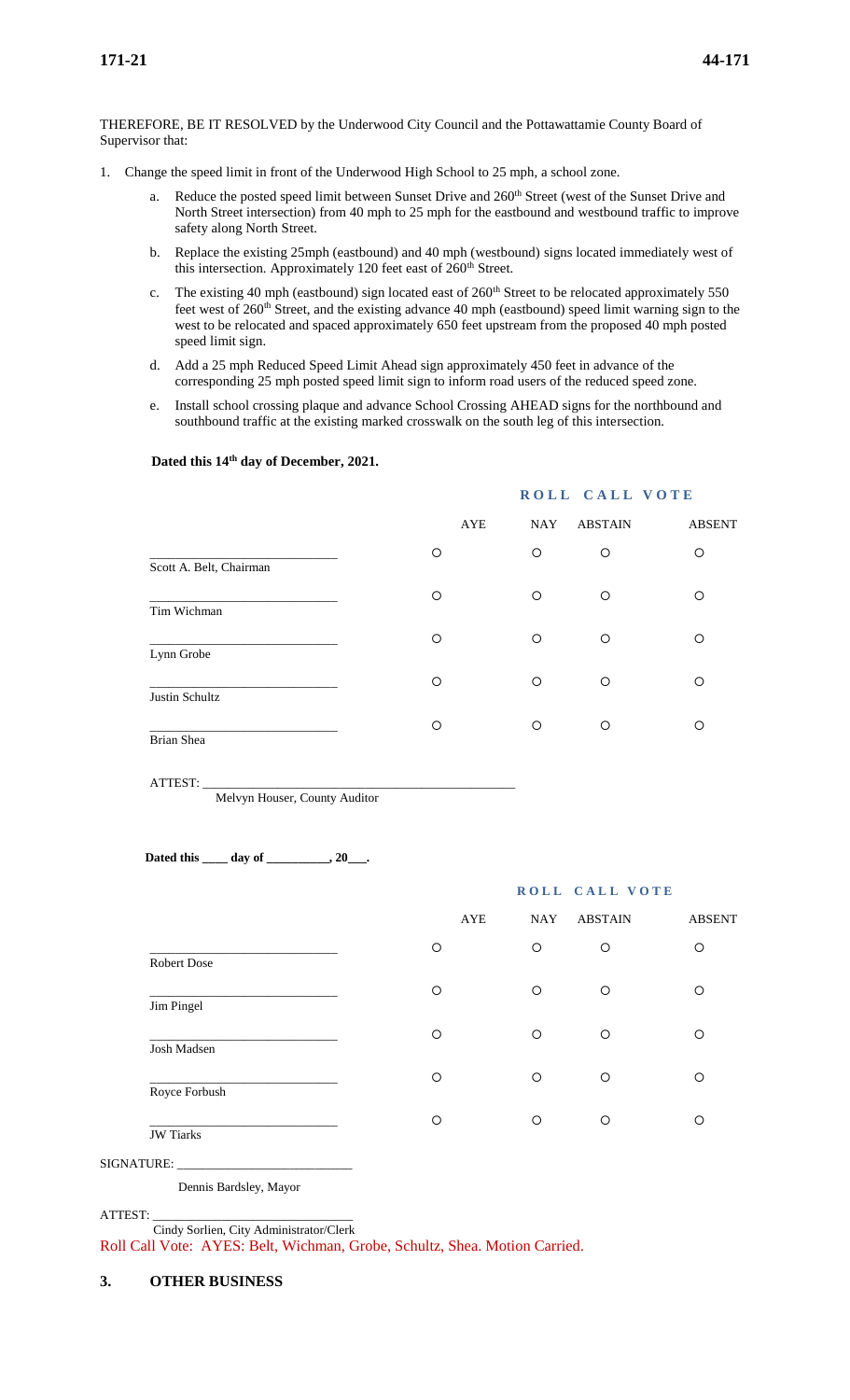THEREFORE, BE IT RESOLVED by the Underwood City Council and the Pottawattamie County Board of Supervisor that:

1. Change the speed limit in front of the Underwood High School to 25 mph, a school zone.
   a. Reduce the posted speed limit between Sunset Drive and 260th Street (west of the Sunset Drive and North Street intersection) from 40 mph to 25 mph for the eastbound and westbound traffic to improve safety along North Street.
   b. Replace the existing 25mph (eastbound) and 40 mph (westbound) signs located immediately west of this intersection. Approximately 120 feet east of 260th Street.
   c. The existing 40 mph (eastbound) sign located east of 260th Street to be relocated approximately 550 feet west of 260th Street, and the existing advance 40 mph (eastbound) speed limit warning sign to the west to be relocated and spaced approximately 650 feet upstream from the proposed 40 mph posted speed limit sign.
   d. Add a 25 mph Reduced Speed Limit Ahead sign approximately 450 feet in advance of the corresponding 25 mph posted speed limit sign to inform road users of the reduced speed zone.
   e. Install school crossing plaque and advance School Crossing AHEAD signs for the northbound and southbound traffic at the existing marked crosswalk on the south leg of this intersection.

**Dated this 14th day of December, 2021.**

**ROLL CALL VOTE**

| | AYE | NAY | ABSTAIN | ABSENT |
|---|---|---|---|---|
| Scott A. Belt, Chairman | ○ | ○ | ○ | ○ |
| Tim Wichman | ○ | ○ | ○ | ○ |
| Lynn Grobe | ○ | ○ | ○ | ○ |
| Justin Schultz | ○ | ○ | ○ | ○ |
| Brian Shea | ○ | ○ | ○ | ○ |

ATTEST: ______________________________________________

Melvyn Houser, County Auditor

**Dated this ____ day of __________, 20___.**

**ROLL CALL VOTE**

| | AYE | NAY | ABSTAIN | ABSENT |
|---|---|---|---|---|
| Robert Dose | ○ | ○ | ○ | ○ |
| Jim Pingel | ○ | ○ | ○ | ○ |
| Josh Madsen | ○ | ○ | ○ | ○ |
| Royce Forbush | ○ | ○ | ○ | ○ |
| JW Tiarks | ○ | ○ | ○ | ○ |

SIGNATURE: ___________________________

Dennis Bardsley, Mayor

ATTEST: ____________________________

Cindy Sorlien, City Administrator/Clerk

Roll Call Vote: AYES: Belt, Wichman, Grobe, Schultz, Shea. Motion Carried.

## 3. OTHER BUSINESS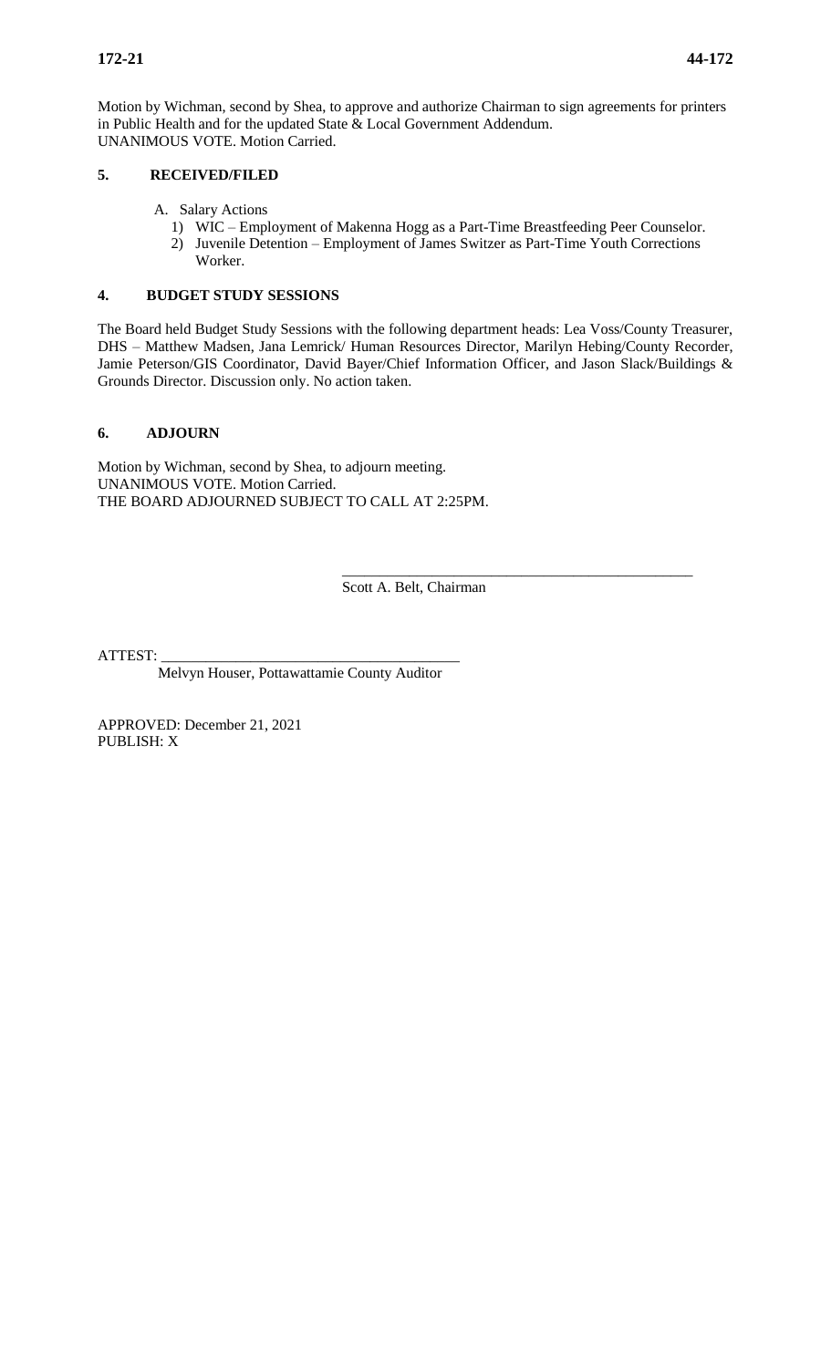Motion by Wichman, second by Shea, to approve and authorize Chairman to sign agreements for printers in Public Health and for the updated State & Local Government Addendum.
UNANIMOUS VOTE. Motion Carried.

**5. RECEIVED/FILED**

A. Salary Actions
   1) WIC – Employment of Makenna Hogg as a Part-Time Breastfeeding Peer Counselor.
   2) Juvenile Detention – Employment of James Switzer as Part-Time Youth Corrections Worker.

**4. BUDGET STUDY SESSIONS**

The Board held Budget Study Sessions with the following department heads: Lea Voss/County Treasurer, DHS – Matthew Madsen, Jana Lemrick/ Human Resources Director, Marilyn Hebing/County Recorder, Jamie Peterson/GIS Coordinator, David Bayer/Chief Information Officer, and Jason Slack/Buildings & Grounds Director. Discussion only. No action taken.

**6. ADJOURN**

Motion by Wichman, second by Shea, to adjourn meeting.
UNANIMOUS VOTE. Motion Carried.
THE BOARD ADJOURNED SUBJECT TO CALL AT 2:25PM.

_______________________________________________
Scott A. Belt, Chairman

ATTEST: _______________________________________
Melvyn Houser, Pottawattamie County Auditor

APPROVED: December 21, 2021
PUBLISH: X